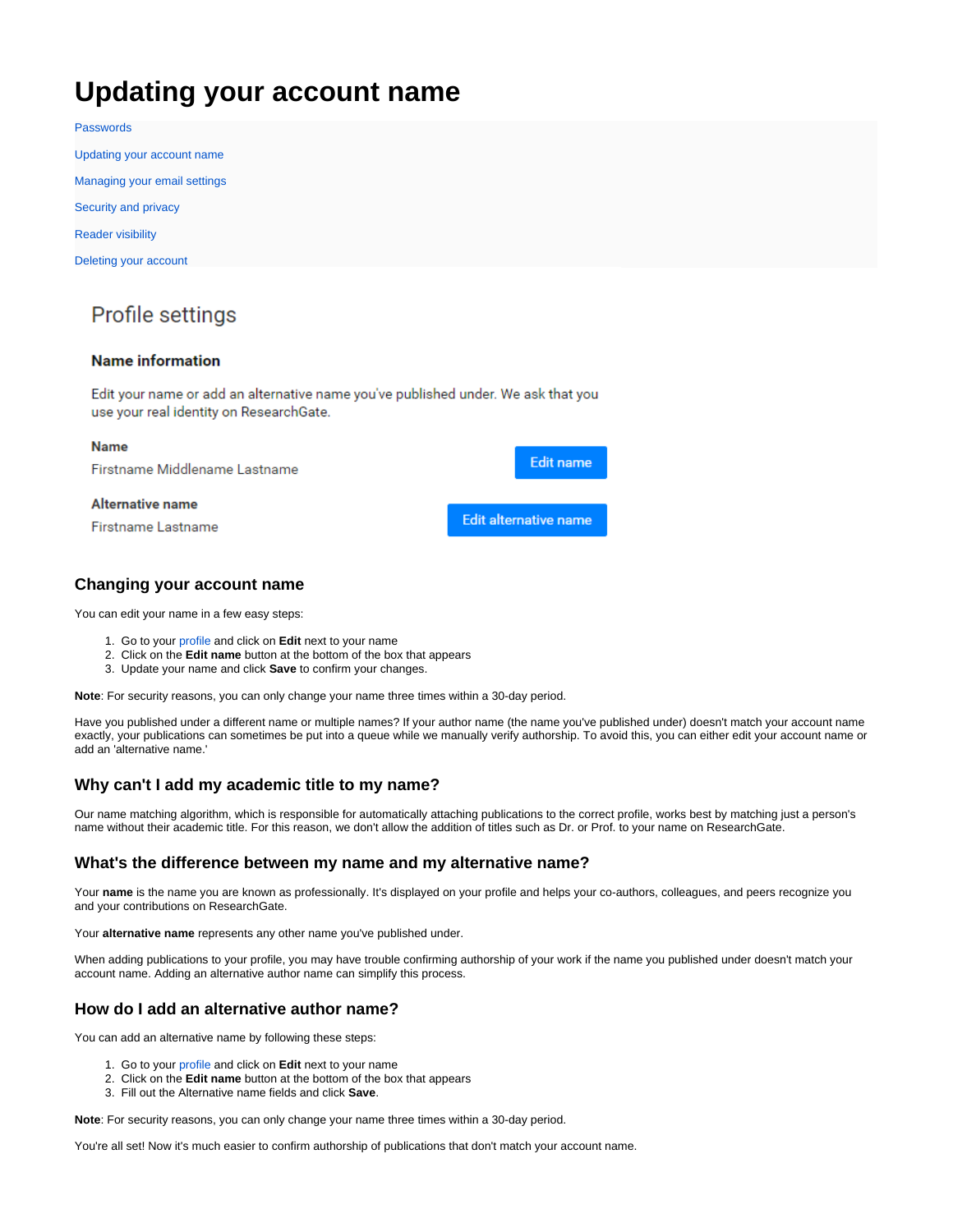# Updating your account name

Passwords

Updating your account name

Managing your email settings

Security and privacy

Reader visibility

Deleting your account

Profile settings

**Name information**

Edit your name or add an alternative name you've published under. We ask that you use your real identity on ResearchGate.

**Name**

Firstname Middlename Lastname

Edit name

**Alternative name**

Firstname Lastname

Edit alternative name

## Changing your account name

You can edit your name in a few easy steps:

1. Go to your profile and click on **Edit** next to your name
2. Click on the **Edit name** button at the bottom of the box that appears
3. Update your name and click **Save** to confirm your changes.

**Note**: For security reasons, you can only change your name three times within a 30-day period.

Have you published under a different name or multiple names? If your author name (the name you've published under) doesn't match your account name exactly, your publications can sometimes be put into a queue while we manually verify authorship. To avoid this, you can either edit your account name or add an 'alternative name.'

## Why can't I add my academic title to my name?

Our name matching algorithm, which is responsible for automatically attaching publications to the correct profile, works best by matching just a person's name without their academic title. For this reason, we don't allow the addition of titles such as Dr. or Prof. to your name on ResearchGate.

## What's the difference between my name and my alternative name?

Your **name** is the name you are known as professionally. It's displayed on your profile and helps your co-authors, colleagues, and peers recognize you and your contributions on ResearchGate.

Your **alternative name** represents any other name you've published under.

When adding publications to your profile, you may have trouble confirming authorship of your work if the name you published under doesn't match your account name. Adding an alternative author name can simplify this process.

## How do I add an alternative author name?

You can add an alternative name by following these steps:

1. Go to your profile and click on **Edit** next to your name
2. Click on the **Edit name** button at the bottom of the box that appears
3. Fill out the Alternative name fields and click **Save**.

**Note**: For security reasons, you can only change your name three times within a 30-day period.

You're all set! Now it's much easier to confirm authorship of publications that don't match your account name.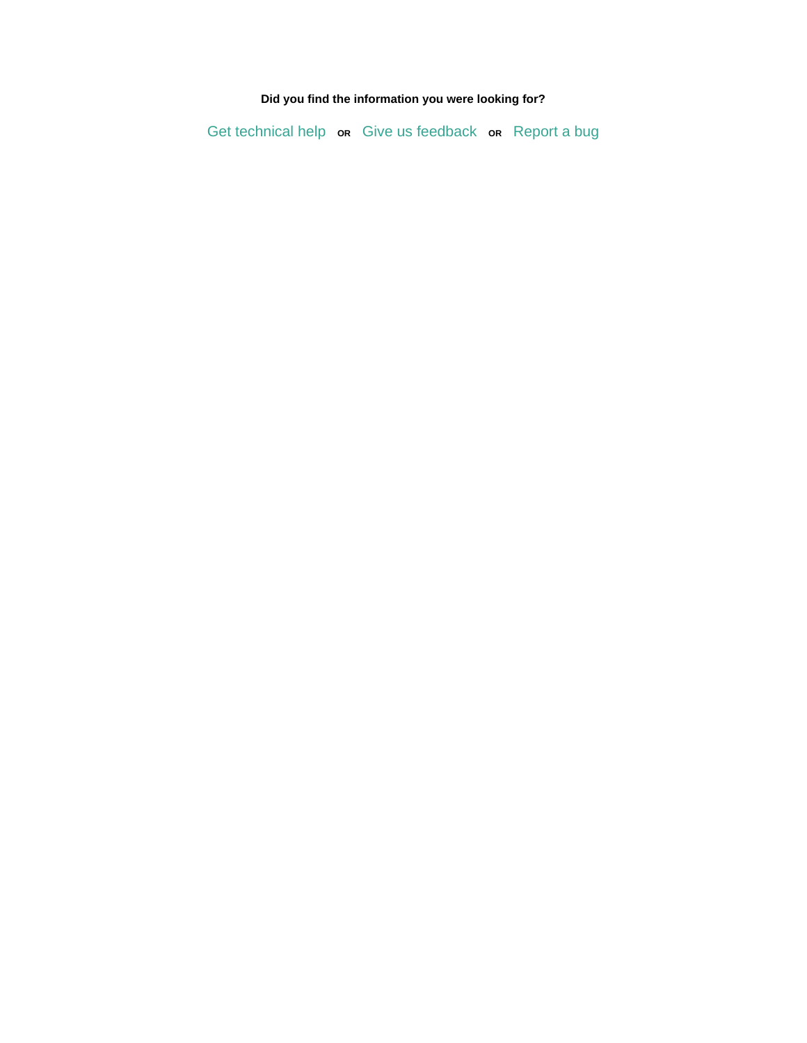**Did you find the information you were looking for?**

Get technical help **OR** Give us feedback **OR** Report a bug